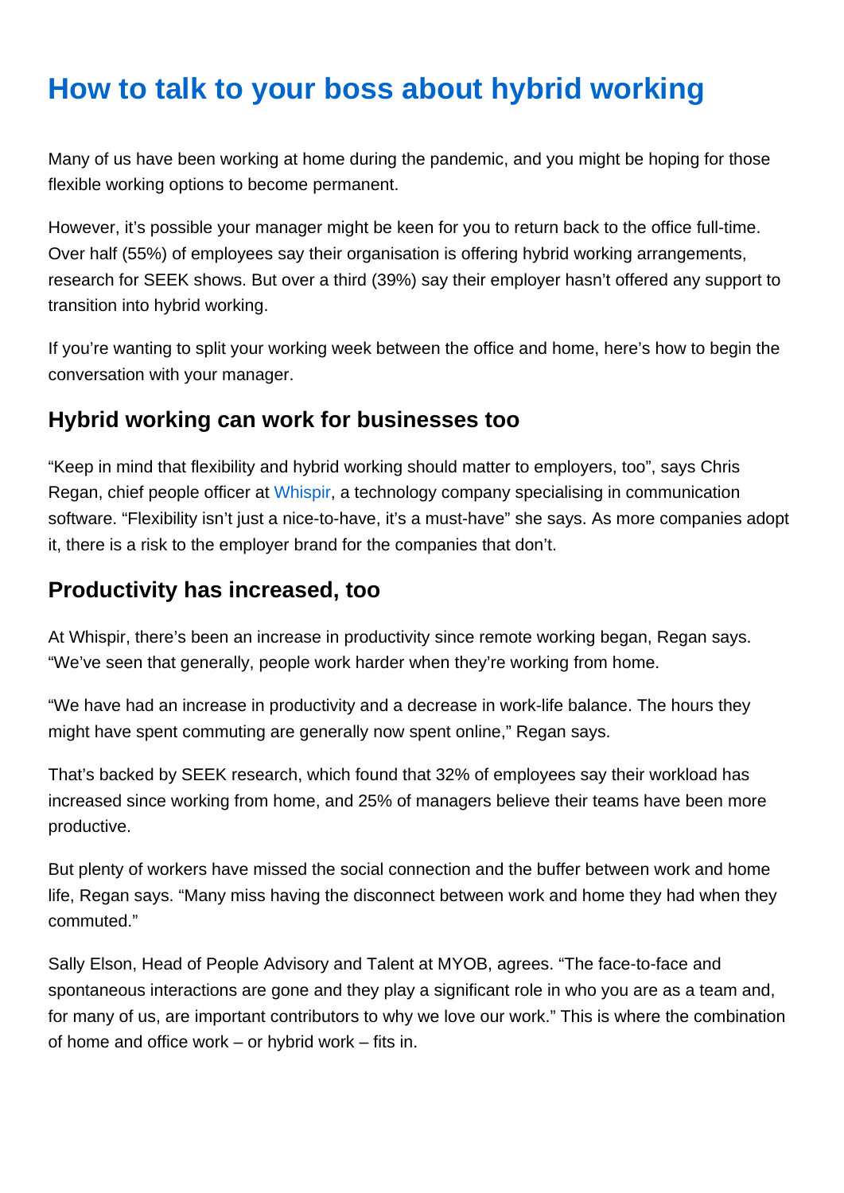# How to talk to your boss about hybrid working

Many of us have been working at home during the pandemic, and you might be hoping for those flexible working options to become permanent.

However, it's possible your manager might be keen for you to return back to the office full-time. Over half (55%) of employees say their organisation is offering hybrid working arrangements, research for SEEK shows. But over a third (39%) say their employer hasn't offered any support to transition into hybrid working.

If you're wanting to split your working week between the office and home, here's how to begin the conversation with your manager.

## Hybrid working can work for businesses too

"Keep in mind that flexibility and hybrid working should matter to employers, too", says Chris Regan, chief people officer at Whispir, a technology company specialising in communication software. "Flexibility isn't just a nice-to-have, it's a must-have" she says. As more companies adopt it, there is a risk to the employer brand for the companies that don't.

## Productivity has increased, too

At Whispir, there's been an increase in productivity since remote working began, Regan says. "We've seen that generally, people work harder when they're working from home.

"We have had an increase in productivity and a decrease in work-life balance. The hours they might have spent commuting are generally now spent online," Regan says.

That's backed by SEEK research, which found that 32% of employees say their workload has increased since working from home, and 25% of managers believe their teams have been more productive.

But plenty of workers have missed the social connection and the buffer between work and home life, Regan says. "Many miss having the disconnect between work and home they had when they commuted."

Sally Elson, Head of People Advisory and Talent at MYOB, agrees. "The face-to-face and spontaneous interactions are gone and they play a significant role in who you are as a team and, for many of us, are important contributors to why we love our work." This is where the combination of home and office work – or hybrid work – fits in.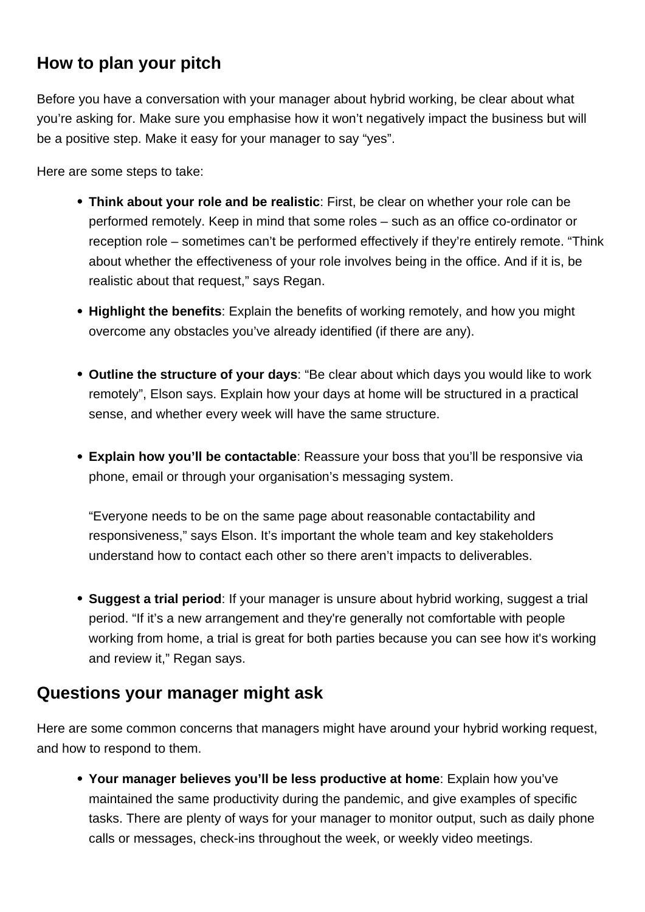## How to plan your pitch

Before you have a conversation with your manager about hybrid working, be clear about what you're asking for. Make sure you emphasise how it won't negatively impact the business but will be a positive step. Make it easy for your manager to say "yes".

Here are some steps to take:

- **Think about your role and be realistic**: First, be clear on whether your role can be performed remotely. Keep in mind that some roles – such as an office co-ordinator or reception role – sometimes can't be performed effectively if they're entirely remote. "Think about whether the effectiveness of your role involves being in the office. And if it is, be realistic about that request," says Regan.
- **Highlight the benefits**: Explain the benefits of working remotely, and how you might overcome any obstacles you've already identified (if there are any).
- **Outline the structure of your days**: "Be clear about which days you would like to work remotely", Elson says. Explain how your days at home will be structured in a practical sense, and whether every week will have the same structure.
- **Explain how you'll be contactable**: Reassure your boss that you'll be responsive via phone, email or through your organisation's messaging system.

  "Everyone needs to be on the same page about reasonable contactability and responsiveness," says Elson. It's important the whole team and key stakeholders understand how to contact each other so there aren't impacts to deliverables.
- **Suggest a trial period**: If your manager is unsure about hybrid working, suggest a trial period. "If it's a new arrangement and they're generally not comfortable with people working from home, a trial is great for both parties because you can see how it's working and review it," Regan says.

## Questions your manager might ask

Here are some common concerns that managers might have around your hybrid working request, and how to respond to them.

- **Your manager believes you'll be less productive at home**: Explain how you've maintained the same productivity during the pandemic, and give examples of specific tasks. There are plenty of ways for your manager to monitor output, such as daily phone calls or messages, check-ins throughout the week, or weekly video meetings.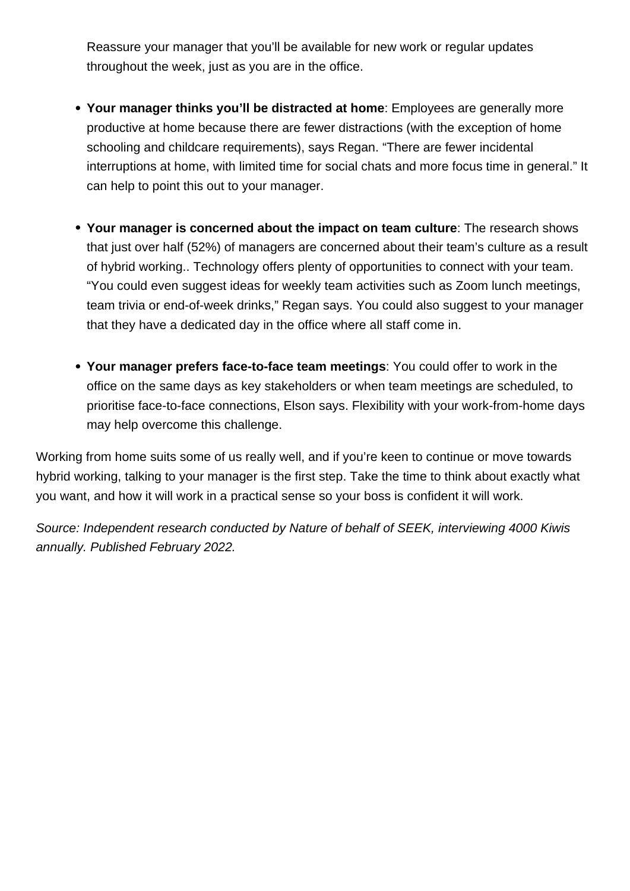Reassure your manager that you'll be available for new work or regular updates throughout the week, just as you are in the office.

- **Your manager thinks you'll be distracted at home**: Employees are generally more productive at home because there are fewer distractions (with the exception of home schooling and childcare requirements), says Regan. "There are fewer incidental interruptions at home, with limited time for social chats and more focus time in general." It can help to point this out to your manager.

- **Your manager is concerned about the impact on team culture**: The research shows that just over half (52%) of managers are concerned about their team's culture as a result of hybrid working.. Technology offers plenty of opportunities to connect with your team. "You could even suggest ideas for weekly team activities such as Zoom lunch meetings, team trivia or end-of-week drinks," Regan says. You could also suggest to your manager that they have a dedicated day in the office where all staff come in.

- **Your manager prefers face-to-face team meetings**: You could offer to work in the office on the same days as key stakeholders or when team meetings are scheduled, to prioritise face-to-face connections, Elson says. Flexibility with your work-from-home days may help overcome this challenge.

Working from home suits some of us really well, and if you're keen to continue or move towards hybrid working, talking to your manager is the first step. Take the time to think about exactly what you want, and how it will work in a practical sense so your boss is confident it will work.

*Source: Independent research conducted by Nature of behalf of SEEK, interviewing 4000 Kiwis annually. Published February 2022.*